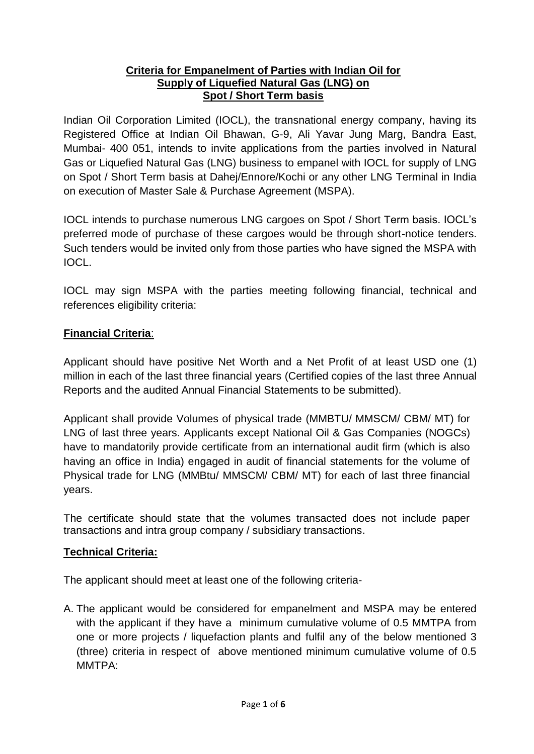# **Criteria for Empanelment of Parties with Indian Oil for Supply of Liquefied Natural Gas (LNG) on Spot / Short Term basis**

Indian Oil Corporation Limited (IOCL), the transnational energy company, having its Registered Office at Indian Oil Bhawan, G-9, Ali Yavar Jung Marg, Bandra East, Mumbai- 400 051, intends to invite applications from the parties involved in Natural Gas or Liquefied Natural Gas (LNG) business to empanel with IOCL for supply of LNG on Spot / Short Term basis at Dahej/Ennore/Kochi or any other LNG Terminal in India on execution of Master Sale & Purchase Agreement (MSPA).

IOCL intends to purchase numerous LNG cargoes on Spot / Short Term basis. IOCL's preferred mode of purchase of these cargoes would be through short-notice tenders. Such tenders would be invited only from those parties who have signed the MSPA with IOCL.

IOCL may sign MSPA with the parties meeting following financial, technical and references eligibility criteria:

## **Financial Criteria**:

Applicant should have positive Net Worth and a Net Profit of at least USD one (1) million in each of the last three financial years (Certified copies of the last three Annual Reports and the audited Annual Financial Statements to be submitted).

Applicant shall provide Volumes of physical trade (MMBTU/ MMSCM/ CBM/ MT) for LNG of last three years. Applicants except National Oil & Gas Companies (NOGCs) have to mandatorily provide certificate from an international audit firm (which is also having an office in India) engaged in audit of financial statements for the volume of Physical trade for LNG (MMBtu/ MMSCM/ CBM/ MT) for each of last three financial years.

The certificate should state that the volumes transacted does not include paper transactions and intra group company / subsidiary transactions.

## **Technical Criteria:**

The applicant should meet at least one of the following criteria-

A. The applicant would be considered for empanelment and MSPA may be entered with the applicant if they have a minimum cumulative volume of 0.5 MMTPA from one or more projects / liquefaction plants and fulfil any of the below mentioned 3 (three) criteria in respect of above mentioned minimum cumulative volume of 0.5 MMTPA: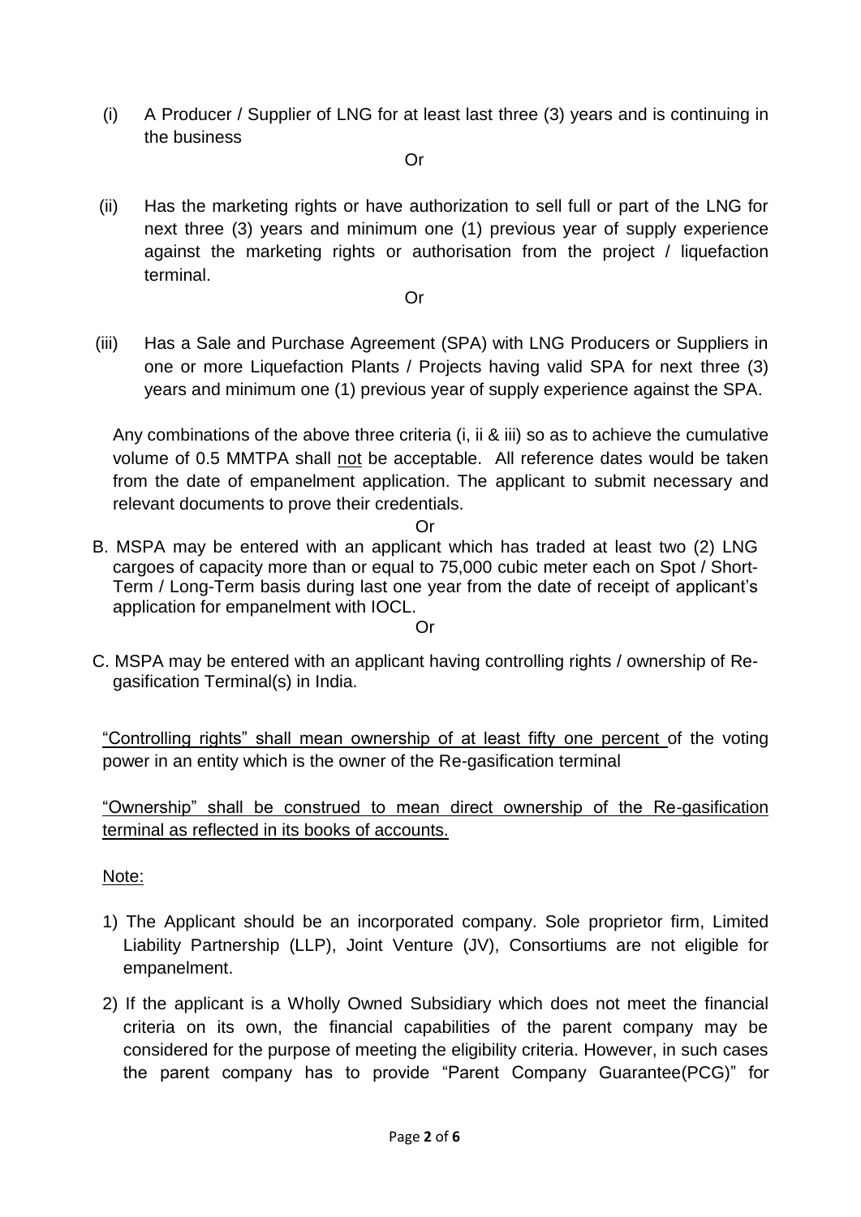(i) A Producer / Supplier of LNG for at least last three (3) years and is continuing in the business

Or

(ii) Has the marketing rights or have authorization to sell full or part of the LNG for next three (3) years and minimum one (1) previous year of supply experience against the marketing rights or authorisation from the project / liquefaction terminal.

Or

(iii) Has a Sale and Purchase Agreement (SPA) with LNG Producers or Suppliers in one or more Liquefaction Plants / Projects having valid SPA for next three (3) years and minimum one (1) previous year of supply experience against the SPA.

Any combinations of the above three criteria (i, ii & iii) so as to achieve the cumulative volume of 0.5 MMTPA shall <u>not</u> be acceptable. All reference dates would be taken from the date of empanelment application. The applicant to submit necessary and relevant documents to prove their credentials.

Or

B. MSPA may be entered with an applicant which has traded at least two (2) LNG cargoes of capacity more than or equal to 75,000 cubic meter each on Spot / Short-Term / Long-Term basis during last one year from the date of receipt of applicant's application for empanelment with IOCL.

Or

C. MSPA may be entered with an applicant having controlling rights / ownership of Re-gasification Terminal(s) in India.

<u>"Controlling rights" shall mean ownership of at least fifty one percent</u> of the voting power in an entity which is the owner of the Re-gasification terminal

<u>"Ownership" shall be construed to mean direct ownership of the Re-gasification terminal as reflected in its books of accounts.</u>

<u>Note:</u>

1) The Applicant should be an incorporated company. Sole proprietor firm, Limited Liability Partnership (LLP), Joint Venture (JV), Consortiums are not eligible for empanelment.

2) If the applicant is a Wholly Owned Subsidiary which does not meet the financial criteria on its own, the financial capabilities of the parent company may be considered for the purpose of meeting the eligibility criteria. However, in such cases the parent company has to provide "Parent Company Guarantee(PCG)" for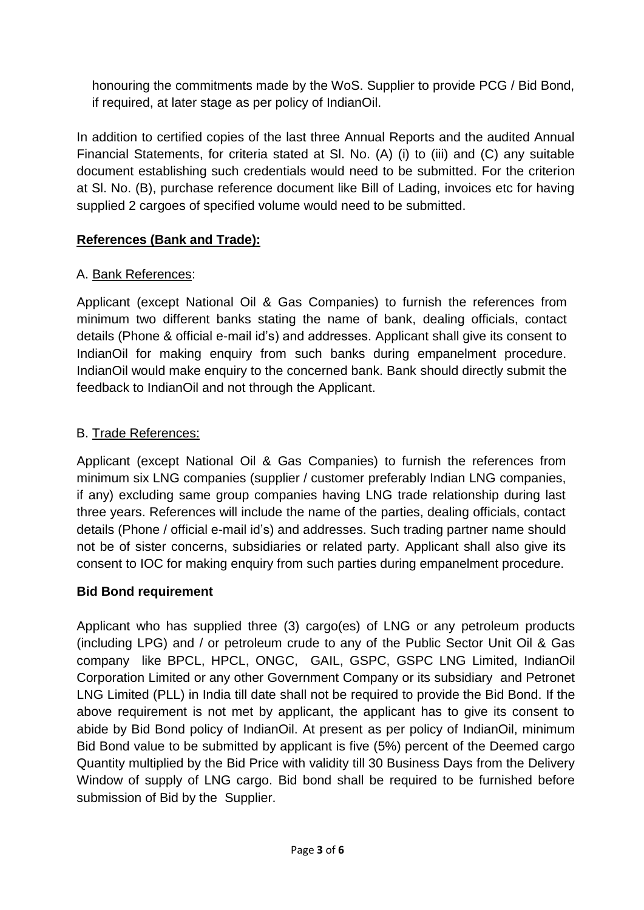honouring the commitments made by the WoS. Supplier to provide PCG / Bid Bond, if required, at later stage as per policy of IndianOil.

In addition to certified copies of the last three Annual Reports and the audited Annual Financial Statements, for criteria stated at Sl. No. (A) (i) to (iii) and (C) any suitable document establishing such credentials would need to be submitted. For the criterion at Sl. No. (B), purchase reference document like Bill of Lading, invoices etc for having supplied 2 cargoes of specified volume would need to be submitted.

## **References (Bank and Trade):**

A. Bank References:

Applicant (except National Oil & Gas Companies) to furnish the references from minimum two different banks stating the name of bank, dealing officials, contact details (Phone & official e-mail id's) and addresses. Applicant shall give its consent to IndianOil for making enquiry from such banks during empanelment procedure. IndianOil would make enquiry to the concerned bank. Bank should directly submit the feedback to IndianOil and not through the Applicant.

B. Trade References:

Applicant (except National Oil & Gas Companies) to furnish the references from minimum six LNG companies (supplier / customer preferably Indian LNG companies, if any) excluding same group companies having LNG trade relationship during last three years. References will include the name of the parties, dealing officials, contact details (Phone / official e-mail id's) and addresses. Such trading partner name should not be of sister concerns, subsidiaries or related party. Applicant shall also give its consent to IOC for making enquiry from such parties during empanelment procedure.

## **Bid Bond requirement**

Applicant who has supplied three (3) cargo(es) of LNG or any petroleum products (including LPG) and / or petroleum crude to any of the Public Sector Unit Oil & Gas company like BPCL, HPCL, ONGC, GAIL, GSPC, GSPC LNG Limited, IndianOil Corporation Limited or any other Government Company or its subsidiary and Petronet LNG Limited (PLL) in India till date shall not be required to provide the Bid Bond. If the above requirement is not met by applicant, the applicant has to give its consent to abide by Bid Bond policy of IndianOil. At present as per policy of IndianOil, minimum Bid Bond value to be submitted by applicant is five (5%) percent of the Deemed cargo Quantity multiplied by the Bid Price with validity till 30 Business Days from the Delivery Window of supply of LNG cargo. Bid bond shall be required to be furnished before submission of Bid by the Supplier.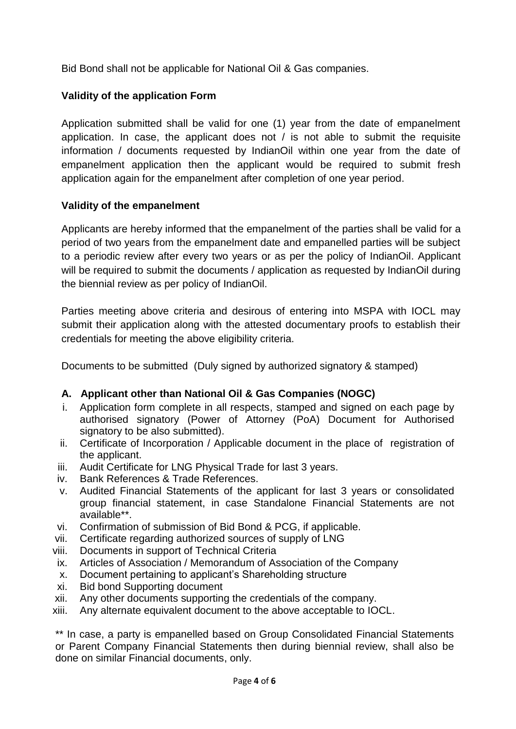Bid Bond shall not be applicable for National Oil & Gas companies.

**Validity of the application Form**

Application submitted shall be valid for one (1) year from the date of empanelment application. In case, the applicant does not / is not able to submit the requisite information / documents requested by IndianOil within one year from the date of empanelment application then the applicant would be required to submit fresh application again for the empanelment after completion of one year period.

**Validity of the empanelment**

Applicants are hereby informed that the empanelment of the parties shall be valid for a period of two years from the empanelment date and empanelled parties will be subject to a periodic review after every two years or as per the policy of IndianOil. Applicant will be required to submit the documents / application as requested by IndianOil during the biennial review as per policy of IndianOil.

Parties meeting above criteria and desirous of entering into MSPA with IOCL may submit their application along with the attested documentary proofs to establish their credentials for meeting the above eligibility criteria.

Documents to be submitted (Duly signed by authorized signatory & stamped)

**A. Applicant other than National Oil & Gas Companies (NOGC)**

i. Application form complete in all respects, stamped and signed on each page by authorised signatory (Power of Attorney (PoA) Document for Authorised signatory to be also submitted).
ii. Certificate of Incorporation / Applicable document in the place of registration of the applicant.
iii. Audit Certificate for LNG Physical Trade for last 3 years.
iv. Bank References & Trade References.
v. Audited Financial Statements of the applicant for last 3 years or consolidated group financial statement, in case Standalone Financial Statements are not available**.
vi. Confirmation of submission of Bid Bond & PCG, if applicable.
vii. Certificate regarding authorized sources of supply of LNG
viii. Documents in support of Technical Criteria
ix. Articles of Association / Memorandum of Association of the Company
x. Document pertaining to applicant's Shareholding structure
xi. Bid bond Supporting document
xii. Any other documents supporting the credentials of the company.
xiii. Any alternate equivalent document to the above acceptable to IOCL.

** In case, a party is empanelled based on Group Consolidated Financial Statements or Parent Company Financial Statements then during biennial review, shall also be done on similar Financial documents, only.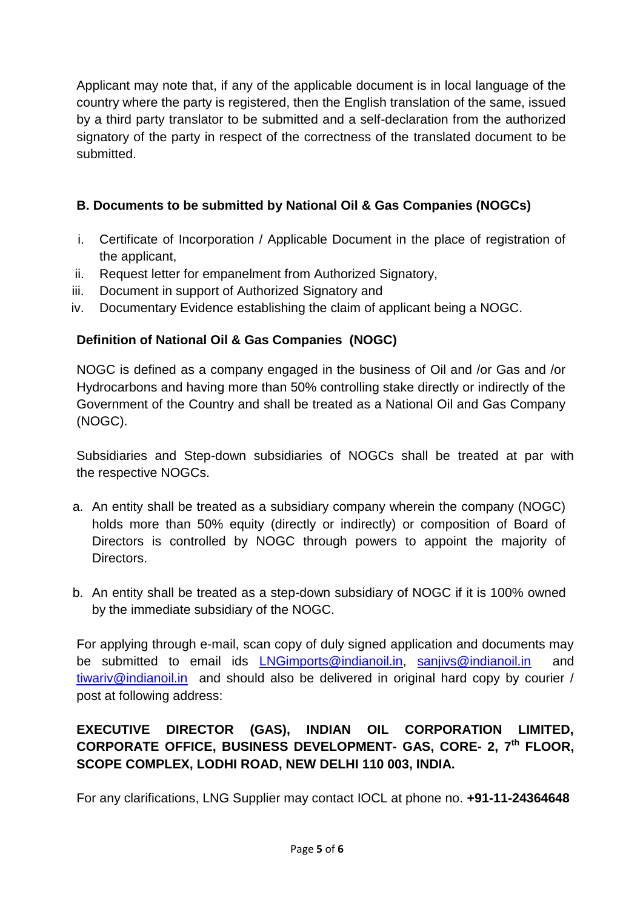Applicant may note that, if any of the applicable document is in local language of the country where the party is registered, then the English translation of the same, issued by a third party translator to be submitted and a self-declaration from the authorized signatory of the party in respect of the correctness of the translated document to be submitted.

**B. Documents to be submitted by National Oil & Gas Companies (NOGCs)**

i. Certificate of Incorporation / Applicable Document in the place of registration of the applicant,
ii. Request letter for empanelment from Authorized Signatory,
iii. Document in support of Authorized Signatory and
iv. Documentary Evidence establishing the claim of applicant being a NOGC.

**Definition of National Oil & Gas Companies (NOGC)**

NOGC is defined as a company engaged in the business of Oil and /or Gas and /or Hydrocarbons and having more than 50% controlling stake directly or indirectly of the Government of the Country and shall be treated as a National Oil and Gas Company (NOGC).

Subsidiaries and Step-down subsidiaries of NOGCs shall be treated at par with the respective NOGCs.

a. An entity shall be treated as a subsidiary company wherein the company (NOGC) holds more than 50% equity (directly or indirectly) or composition of Board of Directors is controlled by NOGC through powers to appoint the majority of Directors.

b. An entity shall be treated as a step-down subsidiary of NOGC if it is 100% owned by the immediate subsidiary of the NOGC.

For applying through e-mail, scan copy of duly signed application and documents may be submitted to email ids LNGimports@indianoil.in, sanjivs@indianoil.in and tiwariv@indianoil.in and should also be delivered in original hard copy by courier / post at following address:

**EXECUTIVE DIRECTOR (GAS), INDIAN OIL CORPORATION LIMITED, CORPORATE OFFICE, BUSINESS DEVELOPMENT- GAS, CORE- 2, 7th FLOOR, SCOPE COMPLEX, LODHI ROAD, NEW DELHI 110 003, INDIA.**

For any clarifications, LNG Supplier may contact IOCL at phone no. **+91-11-24364648**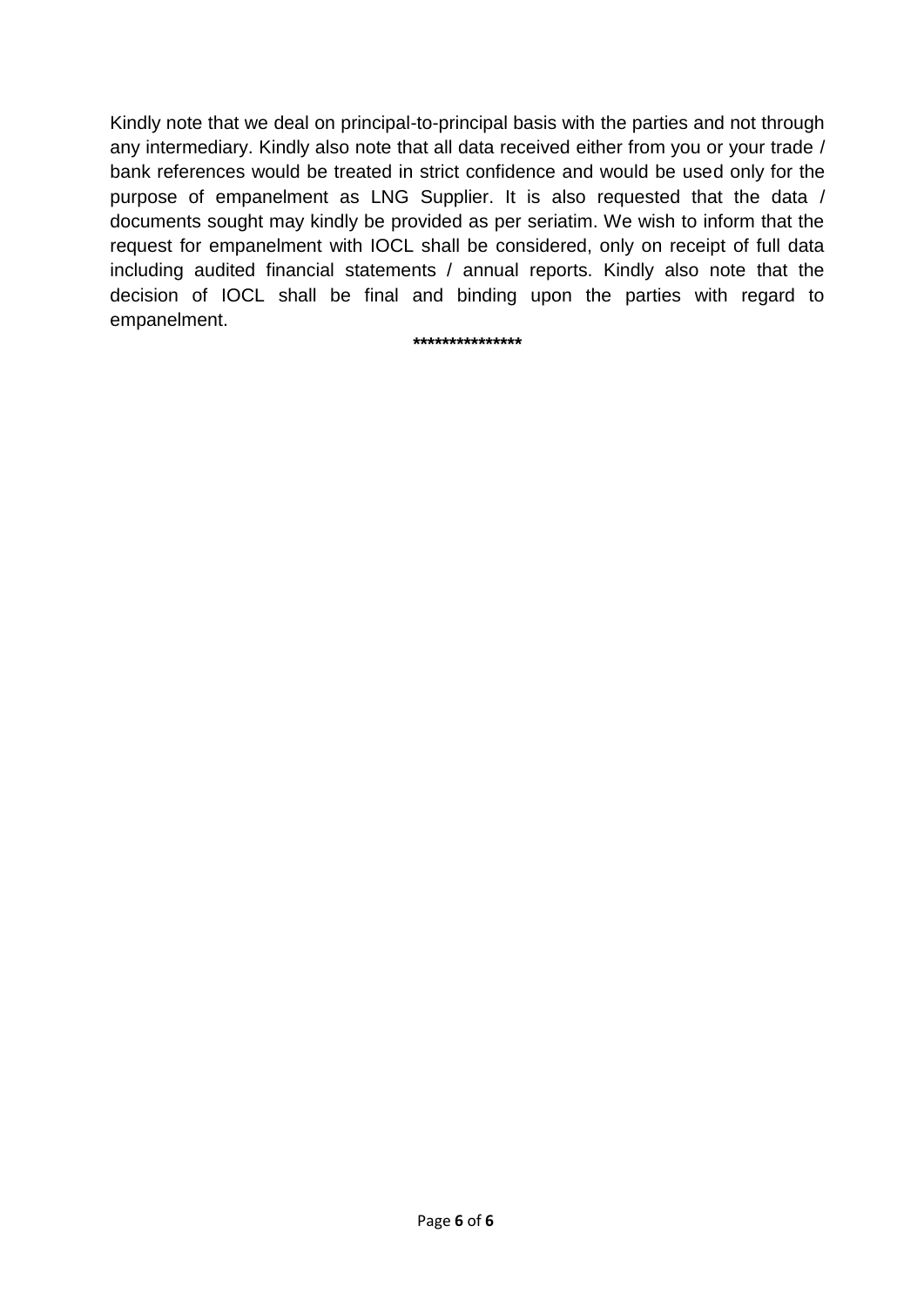Kindly note that we deal on principal-to-principal basis with the parties and not through any intermediary. Kindly also note that all data received either from you or your trade / bank references would be treated in strict confidence and would be used only for the purpose of empanelment as LNG Supplier. It is also requested that the data / documents sought may kindly be provided as per seriatim. We wish to inform that the request for empanelment with IOCL shall be considered, only on receipt of full data including audited financial statements / annual reports. Kindly also note that the decision of IOCL shall be final and binding upon the parties with regard to empanelment.

**\*\*\*\*\*\*\*\*\*\*\*\*\*\*\***